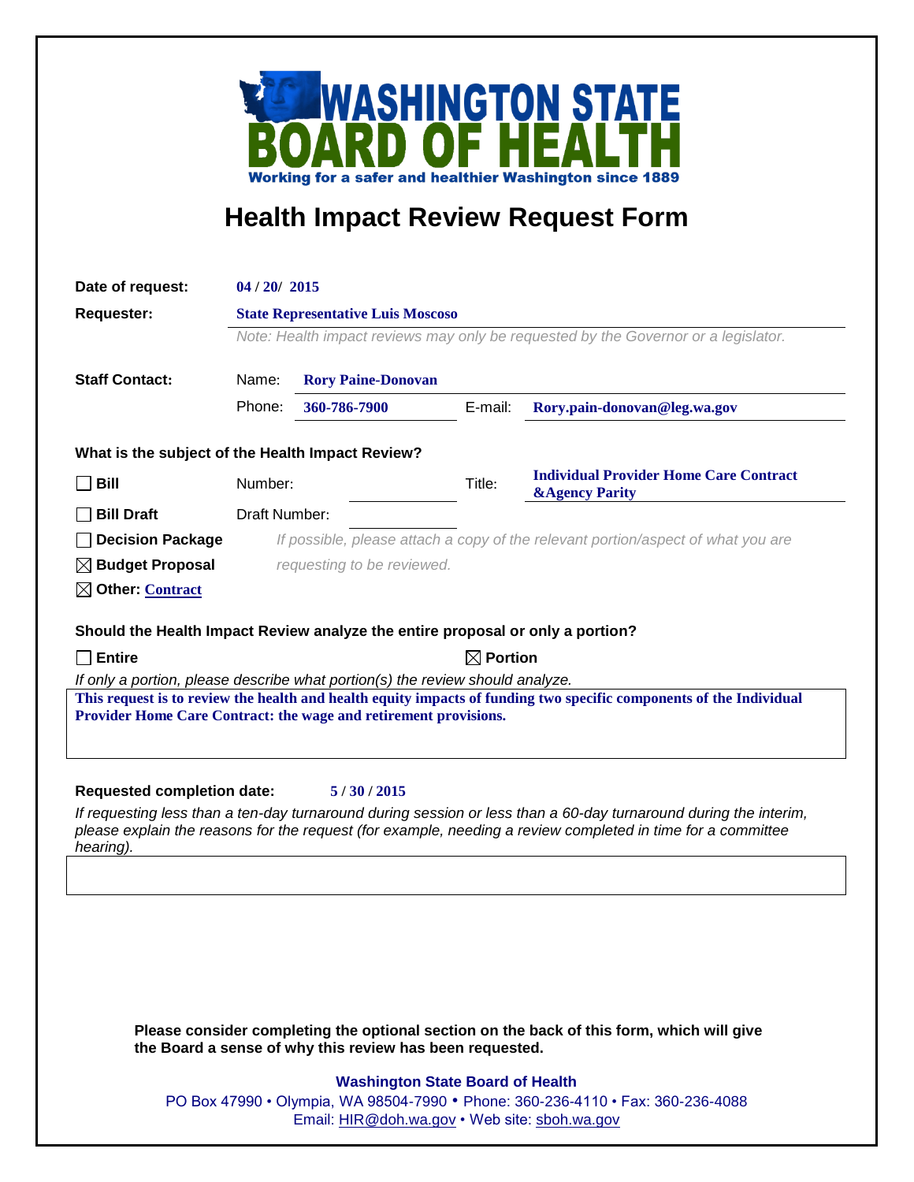**WASHINGTON STATE BOARD OF HEALTH**

**Working for a safer and healthier Washington since 1889**

# Health Impact Review Request Form

**Date of request:** 04 / 20/ 2015

**Requester:** State Representative Luis Moscoso

*Note: Health impact reviews may only be requested by the Governor or a legislator.*

**Staff Contact:**

Name: Rory Paine-Donovan

Phone: 360-786-7900 E-mail: Rory.pain-donovan@leg.wa.gov

**What is the subject of the Health Impact Review?**

- ☐ **Bill** Number: Title: Individual Provider Home Care Contract &Agency Parity
- ☐ **Bill Draft** Draft Number:
- ☐ **Decision Package**
- ☒ **Budget Proposal**
- ☒ **Other:** Contract

*If possible, please attach a copy of the relevant portion/aspect of what you are requesting to be reviewed.*

**Should the Health Impact Review analyze the entire proposal or only a portion?**

☐ **Entire** ☒ **Portion**

*If only a portion, please describe what portion(s) the review should analyze.*

This request is to review the health and health equity impacts of funding two specific components of the Individual Provider Home Care Contract: the wage and retirement provisions.

**Requested completion date:** 5 / 30 / 2015

*If requesting less than a ten-day turnaround during session or less than a 60-day turnaround during the interim, please explain the reasons for the request (for example, needing a review completed in time for a committee hearing).*

**Please consider completing the optional section on the back of this form, which will give the Board a sense of why this review has been requested.**

**Washington State Board of Health**

PO Box 47990 • Olympia, WA 98504-7990 • Phone: 360-236-4110 • Fax: 360-236-4088

Email: HIR@doh.wa.gov • Web site: sboh.wa.gov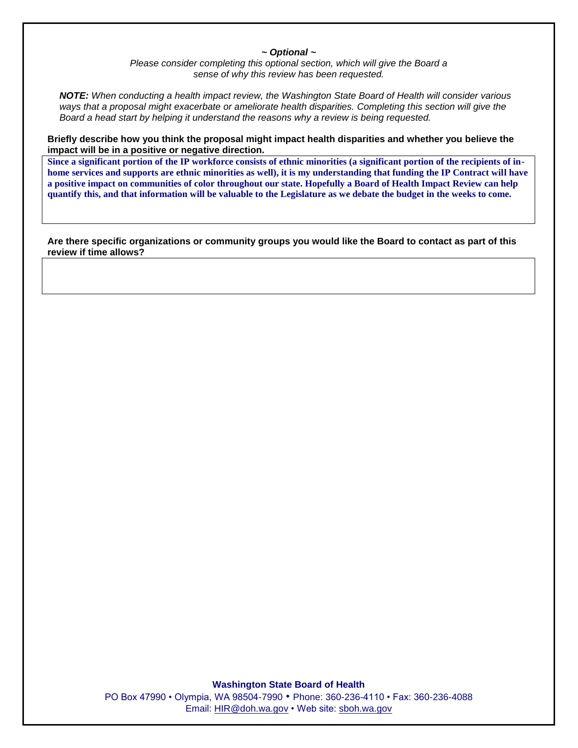***~ Optional ~***

*Please consider completing this optional section, which will give the Board a sense of why this review has been requested.*

***NOTE:*** *When conducting a health impact review, the Washington State Board of Health will consider various ways that a proposal might exacerbate or ameliorate health disparities. Completing this section will give the Board a head start by helping it understand the reasons why a review is being requested.*

**Briefly describe how you think the proposal might impact health disparities and whether you believe the impact will be in a positive or negative direction.**

**Since a significant portion of the IP workforce consists of ethnic minorities (a significant portion of the recipients of in-home services and supports are ethnic minorities as well), it is my understanding that funding the IP Contract will have a positive impact on communities of color throughout our state. Hopefully a Board of Health Impact Review can help quantify this, and that information will be valuable to the Legislature as we debate the budget in the weeks to come.**

**Are there specific organizations or community groups you would like the Board to contact as part of this review if time allows?**

**Washington State Board of Health**

PO Box 47990 • Olympia, WA 98504-7990 • Phone: 360-236-4110 • Fax: 360-236-4088
Email: HIR@doh.wa.gov • Web site: sboh.wa.gov